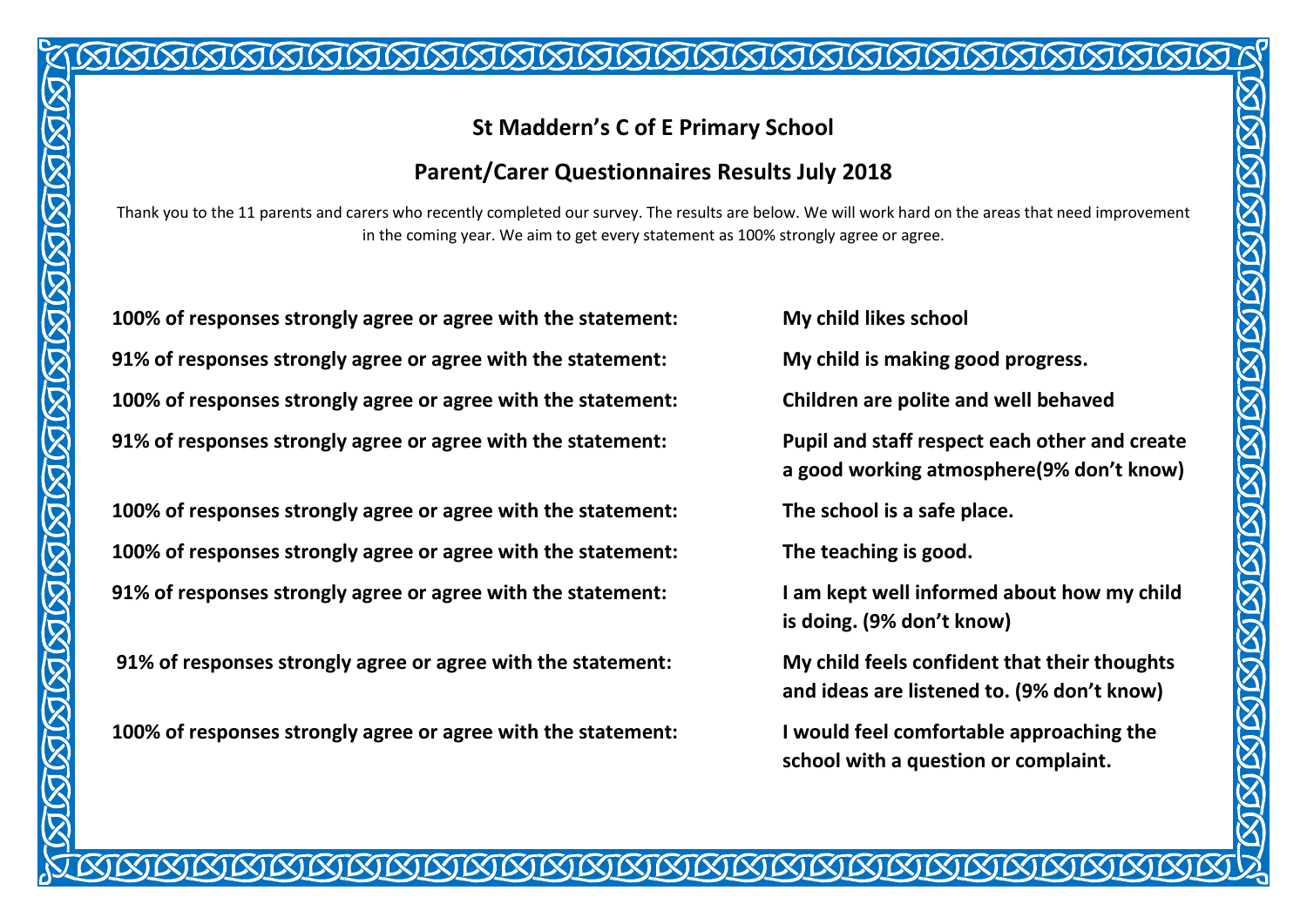## St Maddern's C of E Primary School

## Parent/Carer Questionnaires Results July 2018

Thank you to the 11 parents and carers who recently completed our survey. The results are below. We will work hard on the areas that need improvement in the coming year. We aim to get every statement as 100% strongly agree or agree.

| | |
|---|---|
| **100% of responses strongly agree or agree with the statement:** | **My child likes school** |
| **91% of responses strongly agree or agree with the statement:** | **My child is making good progress.** |
| **100% of responses strongly agree or agree with the statement:** | **Children are polite and well behaved** |
| **91% of responses strongly agree or agree with the statement:** | **Pupil and staff respect each other and create a good working atmosphere(9% don't know)** |
| **100% of responses strongly agree or agree with the statement:** | **The school is a safe place.** |
| **100% of responses strongly agree or agree with the statement:** | **The teaching is good.** |
| **91% of responses strongly agree or agree with the statement:** | **I am kept well informed about how my child is doing. (9% don't know)** |
| **91% of responses strongly agree or agree with the statement:** | **My child feels confident that their thoughts and ideas are listened to. (9% don't know)** |
| **100% of responses strongly agree or agree with the statement:** | **I would feel comfortable approaching the school with a question or complaint.** |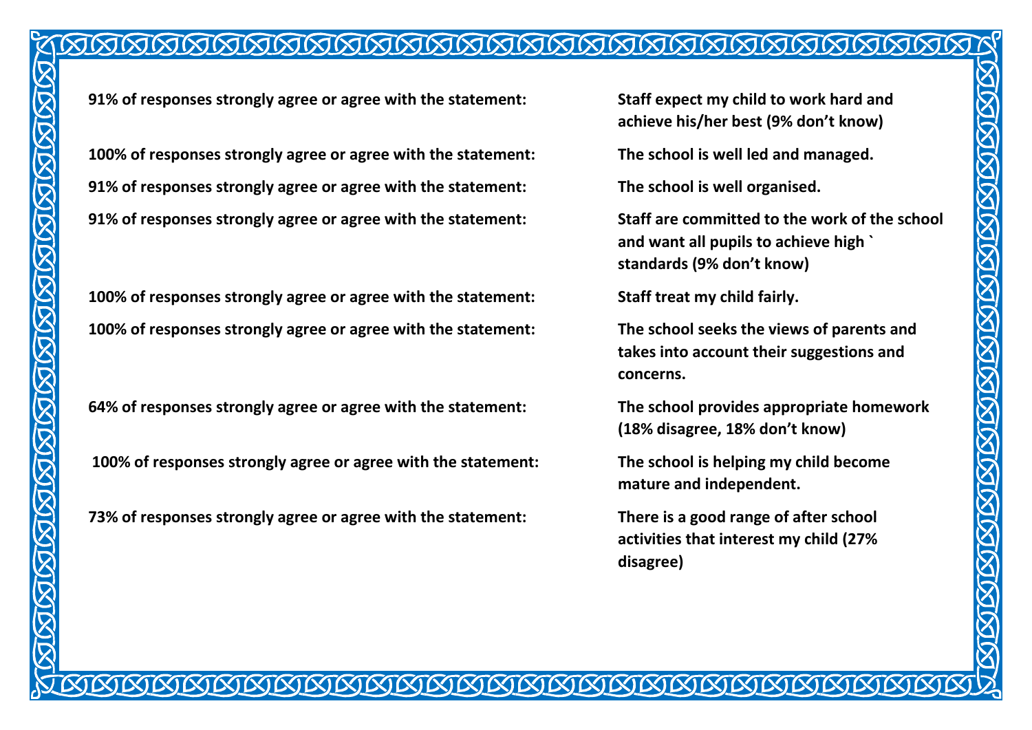**91% of responses strongly agree or agree with the statement:** **Staff expect my child to work hard and achieve his/her best (9% don’t know)**

**100% of responses strongly agree or agree with the statement:** **The school is well led and managed.**

**91% of responses strongly agree or agree with the statement:** **The school is well organised.**

**91% of responses strongly agree or agree with the statement:** **Staff are committed to the work of the school and want all pupils to achieve high ` standards (9% don’t know)**

**100% of responses strongly agree or agree with the statement:** **Staff treat my child fairly.**

**100% of responses strongly agree or agree with the statement:** **The school seeks the views of parents and takes into account their suggestions and concerns.**

**64% of responses strongly agree or agree with the statement:** **The school provides appropriate homework (18% disagree, 18% don’t know)**

**100% of responses strongly agree or agree with the statement:** **The school is helping my child become mature and independent.**

**73% of responses strongly agree or agree with the statement:** **There is a good range of after school activities that interest my child (27% disagree)**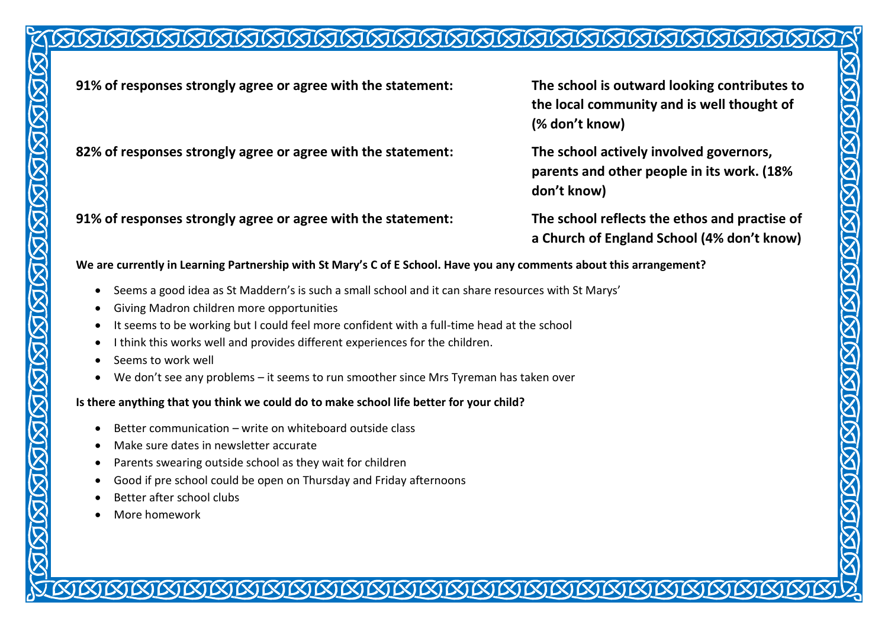**91% of responses strongly agree or agree with the statement:** **The school is outward looking contributes to the local community and is well thought of (% don't know)**

**82% of responses strongly agree or agree with the statement:** **The school actively involved governors, parents and other people in its work. (18% don't know)**

**91% of responses strongly agree or agree with the statement:** **The school reflects the ethos and practise of a Church of England School (4% don't know)**

**We are currently in Learning Partnership with St Mary's C of E School. Have you any comments about this arrangement?**

- Seems a good idea as St Maddern's is such a small school and it can share resources with St Marys'
- Giving Madron children more opportunities
- It seems to be working but I could feel more confident with a full-time head at the school
- I think this works well and provides different experiences for the children.
- Seems to work well
- We don't see any problems – it seems to run smoother since Mrs Tyreman has taken over

**Is there anything that you think we could do to make school life better for your child?**

- Better communication – write on whiteboard outside class
- Make sure dates in newsletter accurate
- Parents swearing outside school as they wait for children
- Good if pre school could be open on Thursday and Friday afternoons
- Better after school clubs
- More homework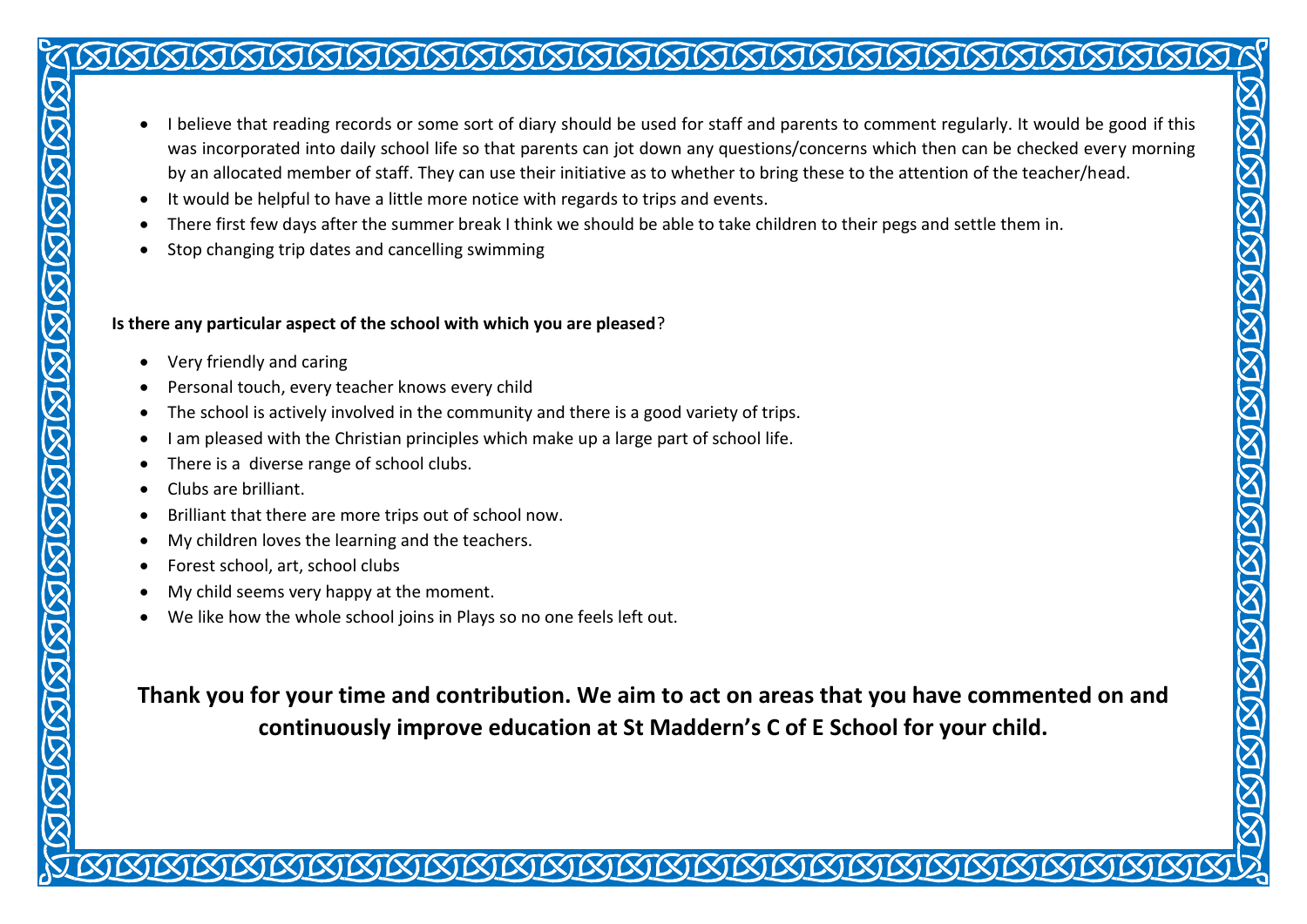- I believe that reading records or some sort of diary should be used for staff and parents to comment regularly. It would be good if this was incorporated into daily school life so that parents can jot down any questions/concerns which then can be checked every morning by an allocated member of staff. They can use their initiative as to whether to bring these to the attention of the teacher/head.
- It would be helpful to have a little more notice with regards to trips and events.
- There first few days after the summer break I think we should be able to take children to their pegs and settle them in.
- Stop changing trip dates and cancelling swimming

**Is there any particular aspect of the school with which you are pleased**?

- Very friendly and caring
- Personal touch, every teacher knows every child
- The school is actively involved in the community and there is a good variety of trips.
- I am pleased with the Christian principles which make up a large part of school life.
- There is a diverse range of school clubs.
- Clubs are brilliant.
- Brilliant that there are more trips out of school now.
- My children loves the learning and the teachers.
- Forest school, art, school clubs
- My child seems very happy at the moment.
- We like how the whole school joins in Plays so no one feels left out.

**Thank you for your time and contribution. We aim to act on areas that you have commented on and continuously improve education at St Maddern's C of E School for your child.**